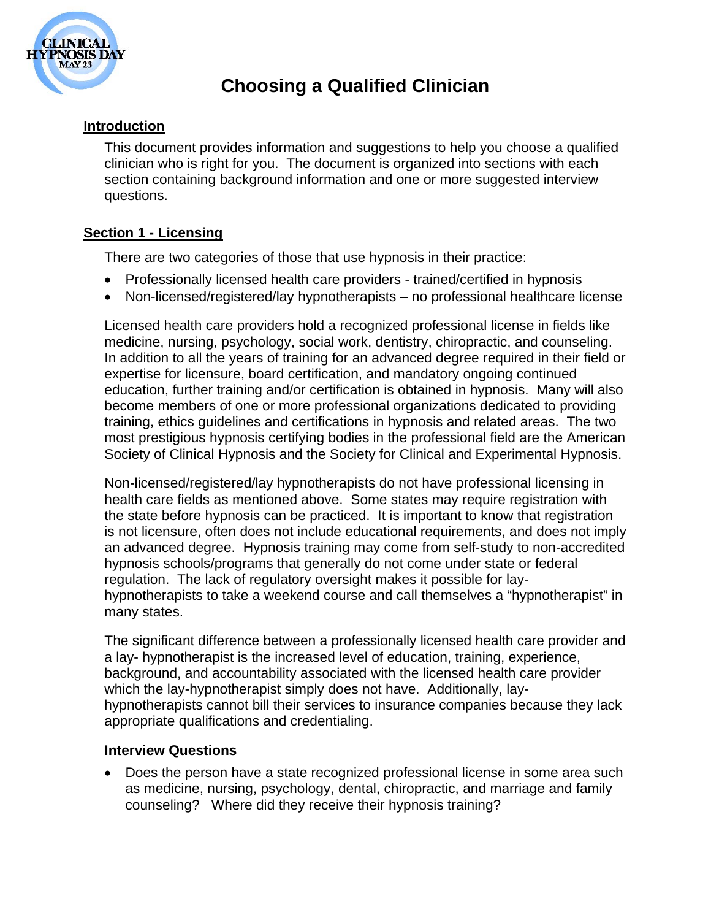# Choosing a Qualified Clinician

## Introduction

This document provides information and suggestions to help you choose a qualified clinician who is right for you. The document is organized into sections with each section containing background information and one or more suggested interview questions.

## Section 1 - Licensing

There are two categories of those that use hypnosis in their practice:

- Professionally licensed health care providers - trained/certified in hypnosis
- Non-licensed/registered/lay hypnotherapists – no professional healthcare license

Licensed health care providers hold a recognized professional license in fields like medicine, nursing, psychology, social work, dentistry, chiropractic, and counseling. In addition to all the years of training for an advanced degree required in their field or expertise for licensure, board certification, and mandatory ongoing continued education, further training and/or certification is obtained in hypnosis. Many will also become members of one or more professional organizations dedicated to providing training, ethics guidelines and certifications in hypnosis and related areas. The two most prestigious hypnosis certifying bodies in the professional field are the American Society of Clinical Hypnosis and the Society for Clinical and Experimental Hypnosis.

Non-licensed/registered/lay hypnotherapists do not have professional licensing in health care fields as mentioned above. Some states may require registration with the state before hypnosis can be practiced. It is important to know that registration is not licensure, often does not include educational requirements, and does not imply an advanced degree. Hypnosis training may come from self-study to non-accredited hypnosis schools/programs that generally do not come under state or federal regulation. The lack of regulatory oversight makes it possible for lay-hypnotherapists to take a weekend course and call themselves a "hypnotherapist" in many states.

The significant difference between a professionally licensed health care provider and a lay- hypnotherapist is the increased level of education, training, experience, background, and accountability associated with the licensed health care provider which the lay-hypnotherapist simply does not have. Additionally, lay-hypnotherapists cannot bill their services to insurance companies because they lack appropriate qualifications and credentialing.

### Interview Questions

- Does the person have a state recognized professional license in some area such as medicine, nursing, psychology, dental, chiropractic, and marriage and family counseling? Where did they receive their hypnosis training?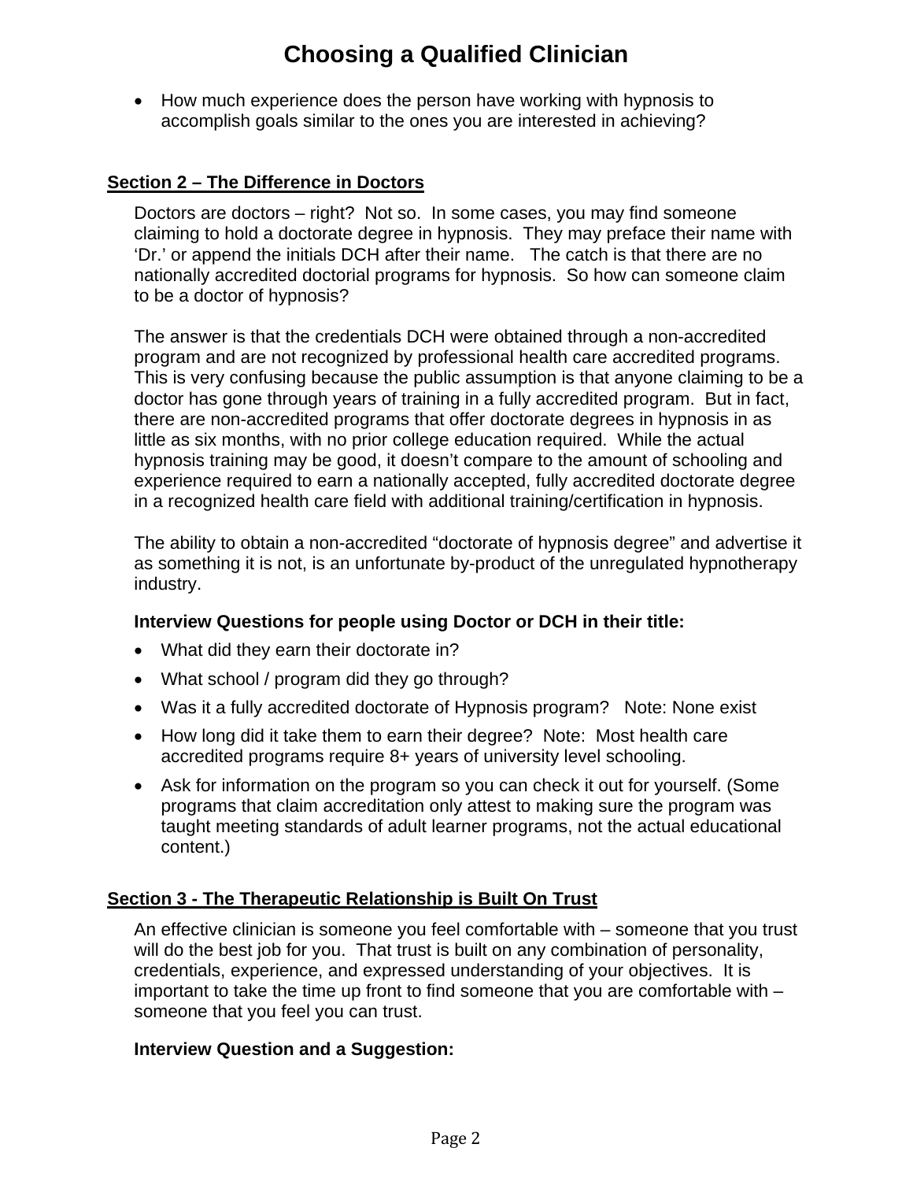- How much experience does the person have working with hypnosis to accomplish goals similar to the ones you are interested in achieving?

## Section 2 – The Difference in Doctors

Doctors are doctors – right? Not so. In some cases, you may find someone claiming to hold a doctorate degree in hypnosis. They may preface their name with 'Dr.' or append the initials DCH after their name. The catch is that there are no nationally accredited doctorial programs for hypnosis. So how can someone claim to be a doctor of hypnosis?

The answer is that the credentials DCH were obtained through a non-accredited program and are not recognized by professional health care accredited programs. This is very confusing because the public assumption is that anyone claiming to be a doctor has gone through years of training in a fully accredited program. But in fact, there are non-accredited programs that offer doctorate degrees in hypnosis in as little as six months, with no prior college education required. While the actual hypnosis training may be good, it doesn't compare to the amount of schooling and experience required to earn a nationally accepted, fully accredited doctorate degree in a recognized health care field with additional training/certification in hypnosis.

The ability to obtain a non-accredited "doctorate of hypnosis degree" and advertise it as something it is not, is an unfortunate by-product of the unregulated hypnotherapy industry.

**Interview Questions for people using Doctor or DCH in their title:**

- What did they earn their doctorate in?
- What school / program did they go through?
- Was it a fully accredited doctorate of Hypnosis program? Note: None exist
- How long did it take them to earn their degree? Note: Most health care accredited programs require 8+ years of university level schooling.
- Ask for information on the program so you can check it out for yourself. (Some programs that claim accreditation only attest to making sure the program was taught meeting standards of adult learner programs, not the actual educational content.)

## Section 3 - The Therapeutic Relationship is Built On Trust

An effective clinician is someone you feel comfortable with – someone that you trust will do the best job for you. That trust is built on any combination of personality, credentials, experience, and expressed understanding of your objectives. It is important to take the time up front to find someone that you are comfortable with – someone that you feel you can trust.

**Interview Question and a Suggestion:**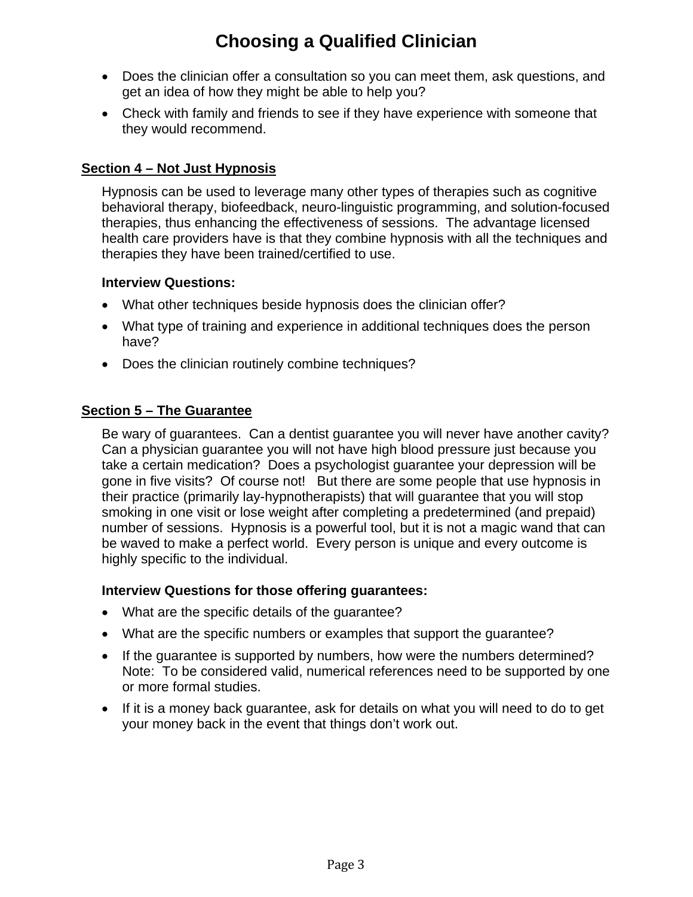# Choosing a Qualified Clinician

- Does the clinician offer a consultation so you can meet them, ask questions, and get an idea of how they might be able to help you?
- Check with family and friends to see if they have experience with someone that they would recommend.

## Section 4 – Not Just Hypnosis

Hypnosis can be used to leverage many other types of therapies such as cognitive behavioral therapy, biofeedback, neuro-linguistic programming, and solution-focused therapies, thus enhancing the effectiveness of sessions. The advantage licensed health care providers have is that they combine hypnosis with all the techniques and therapies they have been trained/certified to use.

**Interview Questions:**

- What other techniques beside hypnosis does the clinician offer?
- What type of training and experience in additional techniques does the person have?
- Does the clinician routinely combine techniques?

## Section 5 – The Guarantee

Be wary of guarantees. Can a dentist guarantee you will never have another cavity? Can a physician guarantee you will not have high blood pressure just because you take a certain medication? Does a psychologist guarantee your depression will be gone in five visits? Of course not! But there are some people that use hypnosis in their practice (primarily lay-hypnotherapists) that will guarantee that you will stop smoking in one visit or lose weight after completing a predetermined (and prepaid) number of sessions. Hypnosis is a powerful tool, but it is not a magic wand that can be waved to make a perfect world. Every person is unique and every outcome is highly specific to the individual.

**Interview Questions for those offering guarantees:**

- What are the specific details of the guarantee?
- What are the specific numbers or examples that support the guarantee?
- If the guarantee is supported by numbers, how were the numbers determined? Note: To be considered valid, numerical references need to be supported by one or more formal studies.
- If it is a money back guarantee, ask for details on what you will need to do to get your money back in the event that things don't work out.